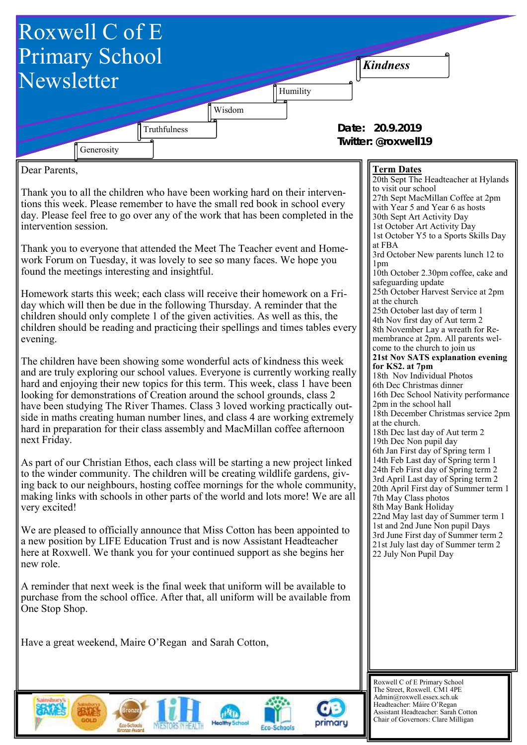# Roxwell C of E Primary School Newsletter

*Kindness*

Humility

Wisdom

Truthfulness

Generosity

**Date: 20.9.2019**
**Twitter: @roxwell19**

Dear Parents,

Thank you to all the children who have been working hard on their interventions this week. Please remember to have the small red book in school every day. Please feel free to go over any of the work that has been completed in the intervention session.

Thank you to everyone that attended the Meet The Teacher event and Homework Forum on Tuesday, it was lovely to see so many faces. We hope you found the meetings interesting and insightful.

Homework starts this week; each class will receive their homework on a Friday which will then be due in the following Thursday. A reminder that the children should only complete 1 of the given activities. As well as this, the children should be reading and practicing their spellings and times tables every evening.

The children have been showing some wonderful acts of kindness this week and are truly exploring our school values. Everyone is currently working really hard and enjoying their new topics for this term. This week, class 1 have been looking for demonstrations of Creation around the school grounds, class 2 have been studying The River Thames. Class 3 loved working practically outside in maths creating human number lines, and class 4 are working extremely hard in preparation for their class assembly and MacMillan coffee afternoon next Friday.

As part of our Christian Ethos, each class will be starting a new project linked to the winder community. The children will be creating wildlife gardens, giving back to our neighbours, hosting coffee mornings for the whole community, making links with schools in other parts of the world and lots more! We are all very excited!

We are pleased to officially announce that Miss Cotton has been appointed to a new position by LIFE Education Trust and is now Assistant Headteacher here at Roxwell. We thank you for your continued support as she begins her new role.

A reminder that next week is the final week that uniform will be available to purchase from the school office. After that, all uniform will be available from One Stop Shop.

Have a great weekend, Maire O'Regan and Sarah Cotton,

## Term Dates

20th Sept The Headteacher at Hylands to visit our school
27th Sept MacMillan Coffee at 2pm with Year 5 and Year 6 as hosts
30th Sept Art Activity Day
1st October Art Activity Day
1st October Y5 to a Sports Skills Day at FBA
3rd October New parents lunch 12 to 1pm
10th October 2.30pm coffee, cake and safeguarding update
25th October Harvest Service at 2pm at the church
25th October last day of term 1
4th Nov first day of Aut term 2
8th November Lay a wreath for Remembrance at 2pm. All parents welcome to the church to join us
**21st Nov SATS explanation evening for KS2. at 7pm**
18th Nov Individual Photos
6th Dec Christmas dinner
16th Dec School Nativity performance 2pm in the school hall
18th December Christmas service 2pm at the church.
18th Dec last day of Aut term 2
19th Dec Non pupil day
6th Jan First day of Spring term 1
14th Feb Last day of Spring term 1
24th Feb First day of Spring term 2
3rd April Last day of Spring term 2
20th April First day of Summer term 1
7th May Class photos
8th May Bank Holiday
22nd May last day of Summer term 1
1st and 2nd June Non pupil Days
3rd June First day of Summer term 2
21st July last day of Summer term 2
22 July Non Pupil Day

Roxwell C of E Primary School
The Street, Roxwell. CM1 4PE
Admin@roxwell.essex.sch.uk
Headteacher: Máire O'Regan
Assistant Headteacher: Sarah Cotton
Chair of Governors: Clare Milligan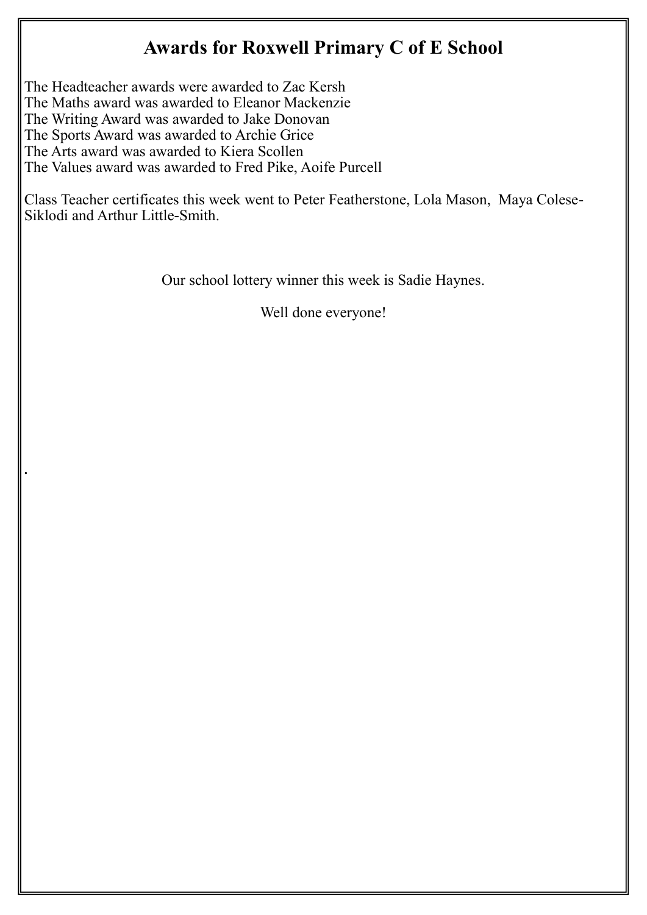# Awards for Roxwell Primary C of E School

The Headteacher awards were awarded to Zac Kersh
The Maths award was awarded to Eleanor Mackenzie
The Writing Award was awarded to Jake Donovan
The Sports Award was awarded to Archie Grice
The Arts award was awarded to Kiera Scollen
The Values award was awarded to Fred Pike, Aoife Purcell

Class Teacher certificates this week went to Peter Featherstone, Lola Mason, Maya Colese-Siklodi and Arthur Little-Smith.

Our school lottery winner this week is Sadie Haynes.

Well done everyone!

.